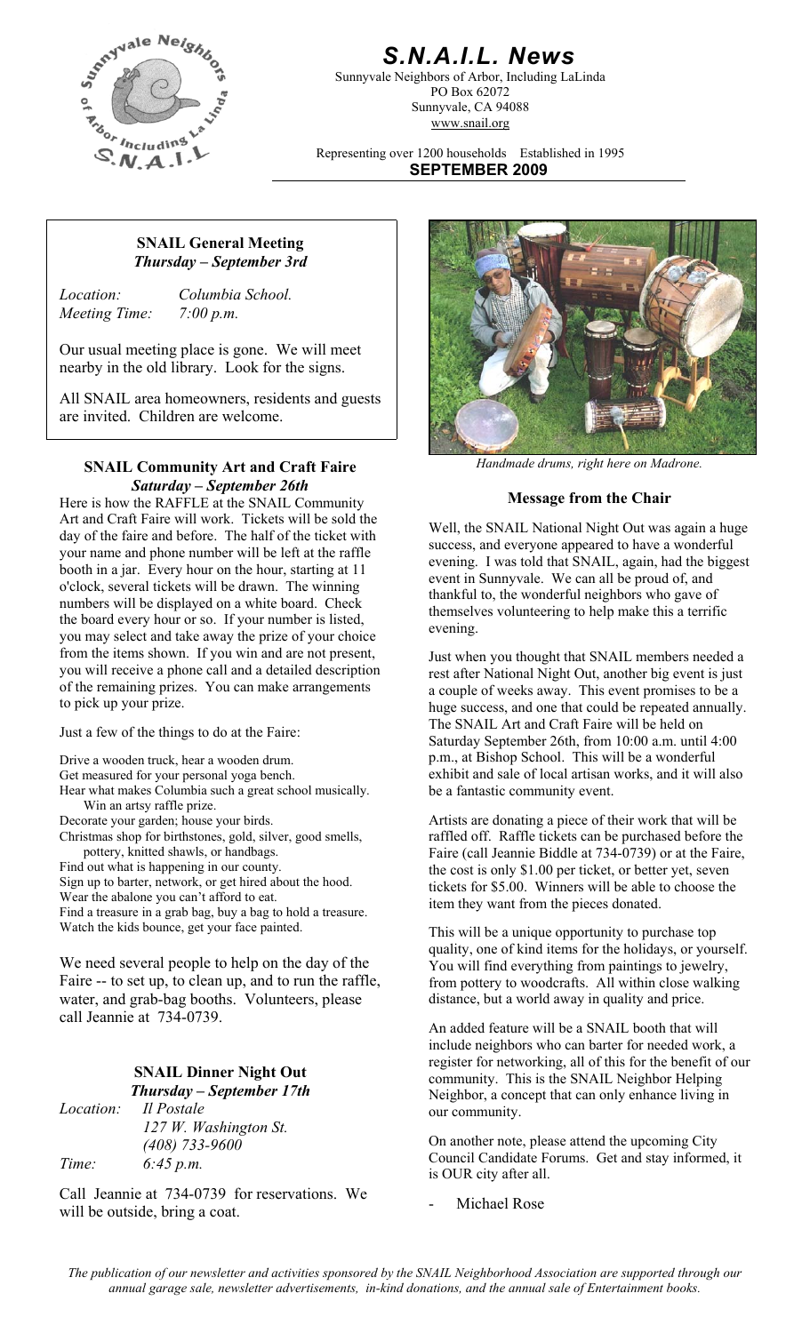# S.N.A.I.L. News

Sunnyvale Neighbors of Arbor, Including LaLinda
PO Box 62072
Sunnyvale, CA 94088
www.snail.org

Representing over 1200 households Established in 1995

**SEPTEMBER 2009**

### SNAIL General Meeting
***Thursday – September 3rd***

*Location:* *Columbia School.*
*Meeting Time:* *7:00 p.m.*

Our usual meeting place is gone. We will meet nearby in the old library. Look for the signs.

All SNAIL area homeowners, residents and guests are invited. Children are welcome.

### SNAIL Community Art and Craft Faire
***Saturday – September 26th***

Here is how the RAFFLE at the SNAIL Community Art and Craft Faire will work. Tickets will be sold the day of the faire and before. The half of the ticket with your name and phone number will be left at the raffle booth in a jar. Every hour on the hour, starting at 11 o'clock, several tickets will be drawn. The winning numbers will be displayed on a white board. Check the board every hour or so. If your number is listed, you may select and take away the prize of your choice from the items shown. If you win and are not present, you will receive a phone call and a detailed description of the remaining prizes. You can make arrangements to pick up your prize.

Just a few of the things to do at the Faire:

Drive a wooden truck, hear a wooden drum.
Get measured for your personal yoga bench.
Hear what makes Columbia such a great school musically.
Win an artsy raffle prize.
Decorate your garden; house your birds.
Christmas shop for birthstones, gold, silver, good smells, pottery, knitted shawls, or handbags.
Find out what is happening in our county.
Sign up to barter, network, or get hired about the hood.
Wear the abalone you can't afford to eat.
Find a treasure in a grab bag, buy a bag to hold a treasure.
Watch the kids bounce, get your face painted.

We need several people to help on the day of the Faire -- to set up, to clean up, and to run the raffle, water, and grab-bag booths. Volunteers, please call Jeannie at 734-0739.

### SNAIL Dinner Night Out
***Thursday – September 17th***

*Location:* *Il Postale*
*127 W. Washington St.*
*(408) 733-9600*
*Time:* *6:45 p.m.*

Call Jeannie at 734-0739 for reservations. We will be outside, bring a coat.

*Handmade drums, right here on Madrone.*

### Message from the Chair

Well, the SNAIL National Night Out was again a huge success, and everyone appeared to have a wonderful evening. I was told that SNAIL, again, had the biggest event in Sunnyvale. We can all be proud of, and thankful to, the wonderful neighbors who gave of themselves volunteering to help make this a terrific evening.

Just when you thought that SNAIL members needed a rest after National Night Out, another big event is just a couple of weeks away. This event promises to be a huge success, and one that could be repeated annually. The SNAIL Art and Craft Faire will be held on Saturday September 26th, from 10:00 a.m. until 4:00 p.m., at Bishop School. This will be a wonderful exhibit and sale of local artisan works, and it will also be a fantastic community event.

Artists are donating a piece of their work that will be raffled off. Raffle tickets can be purchased before the Faire (call Jeannie Biddle at 734-0739) or at the Faire, the cost is only $1.00 per ticket, or better yet, seven tickets for $5.00. Winners will be able to choose the item they want from the pieces donated.

This will be a unique opportunity to purchase top quality, one of kind items for the holidays, or yourself. You will find everything from paintings to jewelry, from pottery to woodcrafts. All within close walking distance, but a world away in quality and price.

An added feature will be a SNAIL booth that will include neighbors who can barter for needed work, a register for networking, all of this for the benefit of our community. This is the SNAIL Neighbor Helping Neighbor, a concept that can only enhance living in our community.

On another note, please attend the upcoming City Council Candidate Forums. Get and stay informed, it is OUR city after all.

- Michael Rose

*The publication of our newsletter and activities sponsored by the SNAIL Neighborhood Association are supported through our annual garage sale, newsletter advertisements, in-kind donations, and the annual sale of Entertainment books.*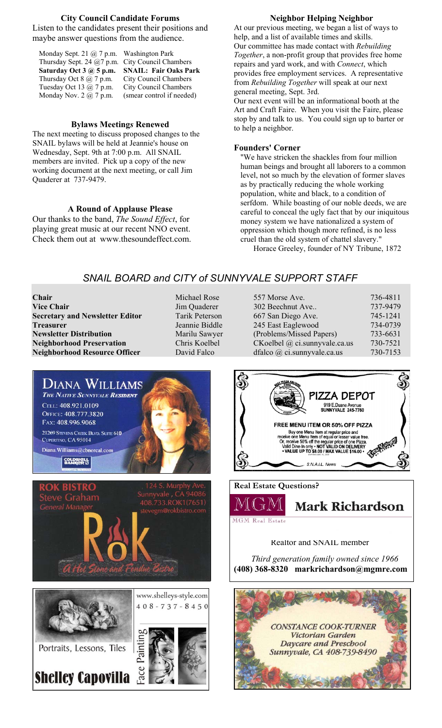### City Council Candidate Forums

Listen to the candidates present their positions and maybe answer questions from the audience.

| | |
|---|---|
| Monday Sept. 21 @ 7 p.m. | Washington Park |
| Thursday Sept. 24 @7 p.m. | City Council Chambers |
| **Saturday Oct 3 @ 5 p.m.** | **SNAIL: Fair Oaks Park** |
| Thursday Oct 8 @ 7 p.m. | City Council Chambers |
| Tuesday Oct 13 @ 7 p.m. | City Council Chambers |
| Monday Nov. 2 @ 7 p.m. | (smear control if needed) |

### Bylaws Meetings Renewed

The next meeting to discuss proposed changes to the SNAIL bylaws will be held at Jeannie's house on Wednesday, Sept. 9th at 7:00 p.m. All SNAIL members are invited. Pick up a copy of the new working document at the next meeting, or call Jim Quaderer at 737-9479.

### A Round of Applause Please

Our thanks to the band, *The Sound Effect*, for playing great music at our recent NNO event. Check them out at www.thesoundeffect.com.

### Neighbor Helping Neighbor

At our previous meeting, we began a list of ways to help, and a list of available times and skills.

Our committee has made contact with *Rebuilding Together*, a non-profit group that provides free home repairs and yard work, and with *Connect*, which provides free employment services. A representative from *Rebuilding Together* will speak at our next general meeting, Sept. 3rd.

Our next event will be an informational booth at the Art and Craft Faire. When you visit the Faire, please stop by and talk to us. You could sign up to barter or to help a neighbor.

### Founders' Corner

"We have stricken the shackles from four million human beings and brought all laborers to a common level, not so much by the elevation of former slaves as by practically reducing the whole working population, white and black, to a condition of serfdom. While boasting of our noble deeds, we are careful to conceal the ugly fact that by our iniquitous money system we have nationalized a system of oppression which though more refined, is no less cruel than the old system of chattel slavery."

Horace Greeley, founder of NY Tribune, 1872

## *SNAIL BOARD and CITY of SUNNYVALE SUPPORT STAFF*

| | | | |
|---|---|---|---|
| **Chair** | Michael Rose | 557 Morse Ave. | 736-4811 |
| **Vice Chair** | Jim Quaderer | 302 Beechnut Ave.. | 737-9479 |
| **Secretary and Newsletter Editor** | Tarik Peterson | 667 San Diego Ave. | 745-1241 |
| **Treasurer** | Jeannie Biddle | 245 East Eaglewood | 734-0739 |
| **Newsletter Distribution** | Marilu Sawyer | (Problems/Missed Papers) | 733-6631 |
| **Neighborhood Preservation** | Chris Koelbel | CKoelbel @ ci.sunnyvale.ca.us | 730-7521 |
| **Neighborhood Resource Officer** | David Falco | dfalco @ ci.sunnyvale.ca.us | 730-7153 |

**DIANA WILLIAMS**
*The Native Sunnyvale Resident*
Cell: 408.921.0109
Office: 408.777.3820
Fax: 408.996.9068
21269 Stevens Creek Blvd. Suite 610
Cupertino, CA 95014
Diana.Williams@cbnorcal.com
Coldwell Banker

**PIZZA DEPOT**
919 E.Duane Avenue
SUNNYVALE 245-7760

**FREE MENU ITEM OR 50% OFF PIZZA**
Buy one Menu Item at regular price and receive one Menu Item of equal or lesser value free. Or, receive 50% off the regular price of one Pizza. Valid Dine-In only • NOT VALID ON DELIVERY • VALUE UP TO $8.00 / MAX VALUE $16.00 •

S.N.A.I.L. News

**ROK BISTRO**
Steve Graham
General Manager
124 S. Murphy Ave.
Sunnyvale, CA 94086
408.733.ROK1(7651)
stevegm@rokbistro.com
*A Hot Stone and Fondue Bistro*

**Real Estate Questions?**

MGM Real Estate

**Mark Richardson**

Realtor and SNAIL member

*Third generation family owned since 1966*

**(408) 368-8320 markrichardson@mgmre.com**

www.shelleys-style.com
408-737-8450
Portraits, Lessons, Tiles
Face Painting
**Shelley Capovilla**

*CONSTANCE COOK-TURNER*
*Victorian Garden*
*Daycare and Preschool*
*Sunnyvale, CA 408-739-8490*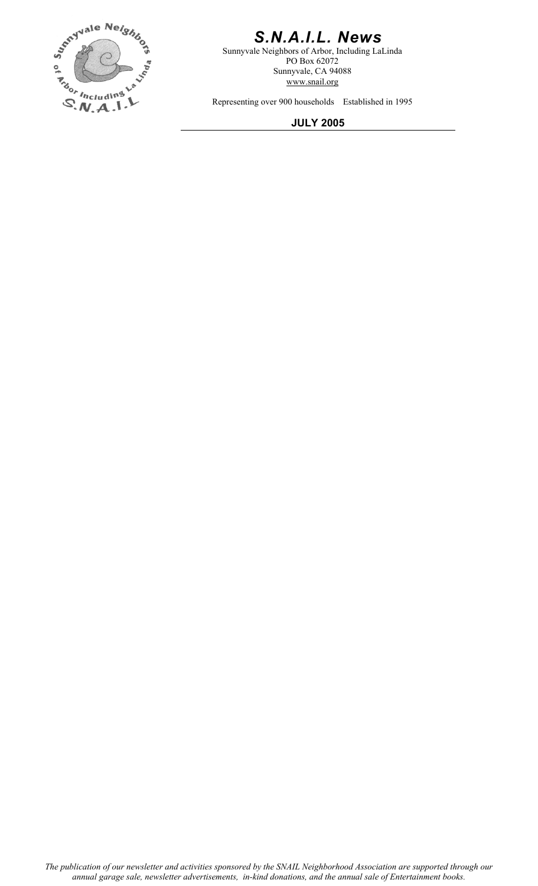# S.N.A.I.L. News

Sunnyvale Neighbors of Arbor, Including LaLinda
PO Box 62072
Sunnyvale, CA 94088
www.snail.org

Representing over 900 households Established in 1995

**JULY 2005**

*The publication of our newsletter and activities sponsored by the SNAIL Neighborhood Association are supported through our annual garage sale, newsletter advertisements, in-kind donations, and the annual sale of Entertainment books.*